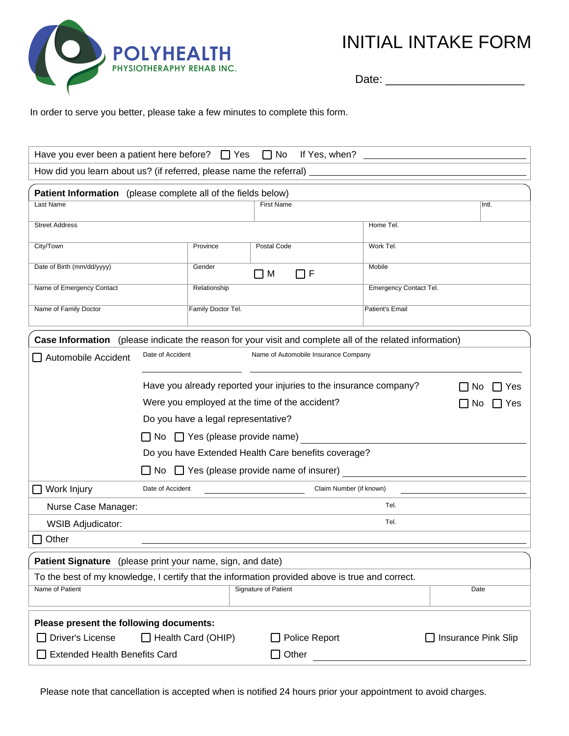**POLYHEALTH**
PHYSIOTHERAPY REHAB INC.

# INITIAL INTAKE FORM

Date: ____________________

In order to serve you better, please take a few minutes to complete this form.

Have you ever been a patient here before? ☐ Yes ☐ No If Yes, when? ____________________

How did you learn about us? (if referred, please name the referral) ____________________

## Patient Information (please complete all of the fields below)

| Last Name | | First Name | | Intl. |
|---|---|---|---|---|
| Street Address | | | Home Tel. | |
| City/Town | Province | Postal Code | Work Tel. | |
| Date of Birth (mm/dd/yyyy) | Gender | ☐ M ☐ F | Mobile | |
| Name of Emergency Contact | Relationship | | Emergency Contact Tel. | |
| Name of Family Doctor | Family Doctor Tel. | | Patient's Email | |

## Case Information (please indicate the reason for your visit and complete all of the related information)

☐ Automobile Accident

Date of Accident ____________ Name of Automobile Insurance Company ____________________

Have you already reported your injuries to the insurance company? ☐ No ☐ Yes

Were you employed at the time of the accident? ☐ No ☐ Yes

Do you have a legal representative?

☐ No ☐ Yes (please provide name) ____________________

Do you have Extended Health Care benefits coverage?

☐ No ☐ Yes (please provide name of insurer) ____________________

☐ Work Injury

Date of Accident ____________ Claim Number (if known) ____________

Nurse Case Manager: Tel.

WSIB Adjudicator: Tel.

☐ Other ____________________

## Patient Signature (please print your name, sign, and date)

To the best of my knowledge, I certify that the information provided above is true and correct.

| Name of Patient | Signature of Patient | Date |
|---|---|---|
| | | |

**Please present the following documents:**

☐ Driver's License ☐ Health Card (OHIP) ☐ Police Report ☐ Insurance Pink Slip

☐ Extended Health Benefits Card ☐ Other ____________________

Please note that cancellation is accepted when is notified 24 hours prior your appointment to avoid charges.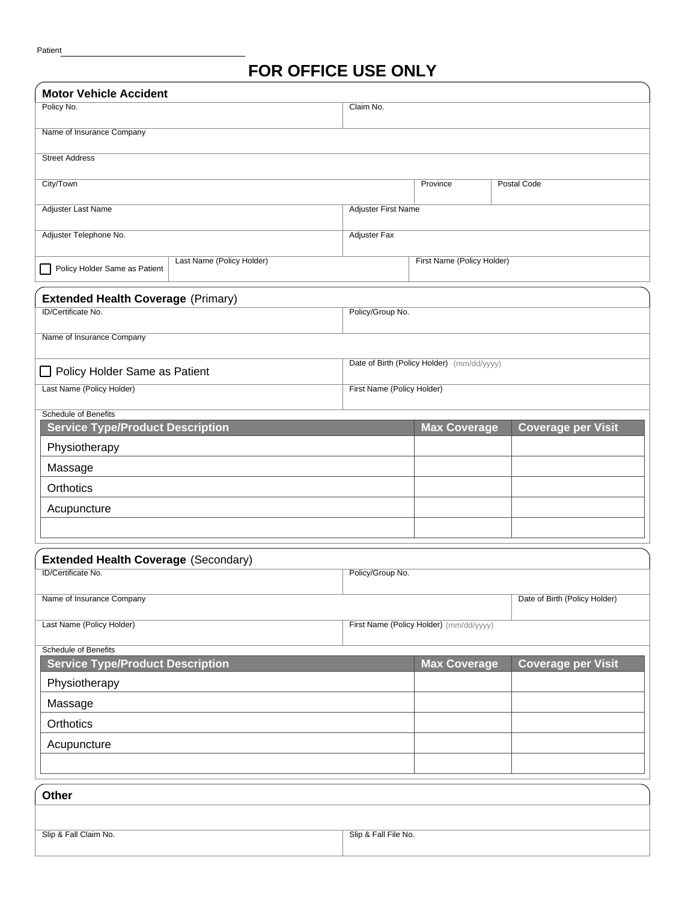Patient ______________________________

# FOR OFFICE USE ONLY

## Motor Vehicle Accident

| | | | |
|---|---|---|---|
| Policy No. | | Claim No. | |
| Name of Insurance Company | | | |
| Street Address | | | |
| City/Town | | Province | Postal Code |
| Adjuster Last Name | | Adjuster First Name | |
| Adjuster Telephone No. | | Adjuster Fax | |
| ☐ Policy Holder Same as Patient | Last Name (Policy Holder) | First Name (Policy Holder) | |

## Extended Health Coverage (Primary)

| | |
|---|---|
| ID/Certificate No. | Policy/Group No. |
| Name of Insurance Company | |
| ☐ Policy Holder Same as Patient | Date of Birth (Policy Holder) (mm/dd/yyyy) |
| Last Name (Policy Holder) | First Name (Policy Holder) |

Schedule of Benefits

| Service Type/Product Description | Max Coverage | Coverage per Visit |
|---|---|---|
| Physiotherapy | | |
| Massage | | |
| Orthotics | | |
| Acupuncture | | |
| | | |

## Extended Health Coverage (Secondary)

| | | |
|---|---|---|
| ID/Certificate No. | Policy/Group No. | |
| Name of Insurance Company | | Date of Birth (Policy Holder) |
| Last Name (Policy Holder) | First Name (Policy Holder) (mm/dd/yyyy) | |

Schedule of Benefits

| Service Type/Product Description | Max Coverage | Coverage per Visit |
|---|---|---|
| Physiotherapy | | |
| Massage | | |
| Orthotics | | |
| Acupuncture | | |
| | | |

## Other

| | |
|---|---|
| | |
| Slip & Fall Claim No. | Slip & Fall File No. |